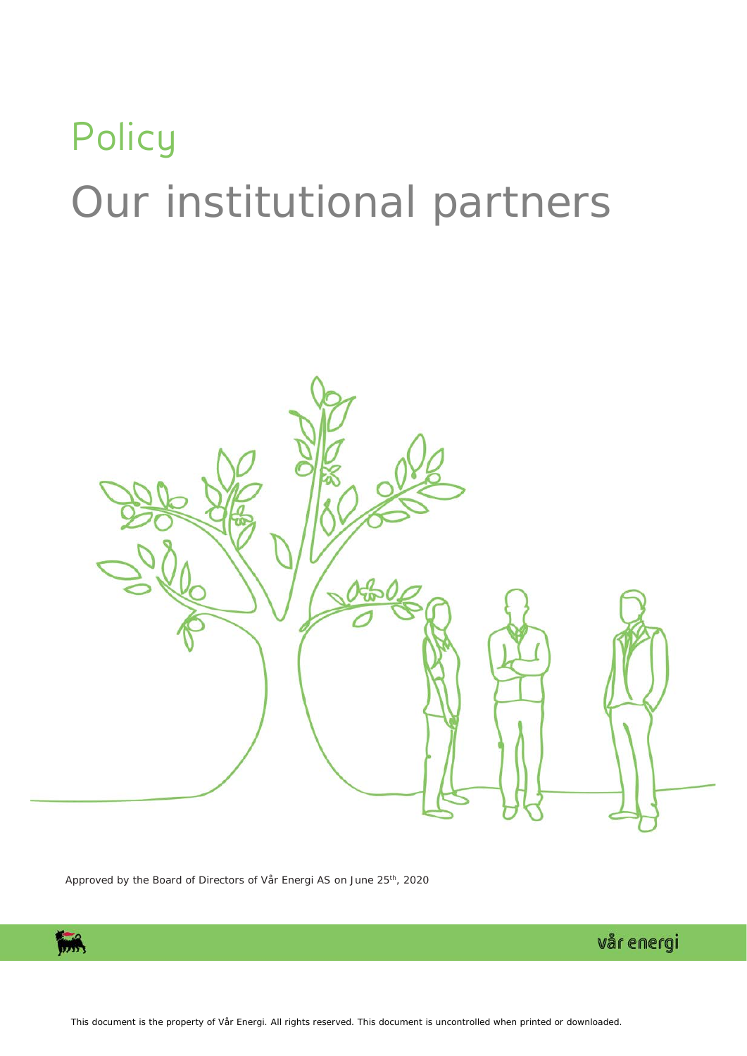# Policy

# Our institutional partners

Approved by the Board of Directors of Vår Energi AS on June 25th, 2020

vår energi

This document is the property of Vår Energi. All rights reserved. This document is uncontrolled when printed or downloaded.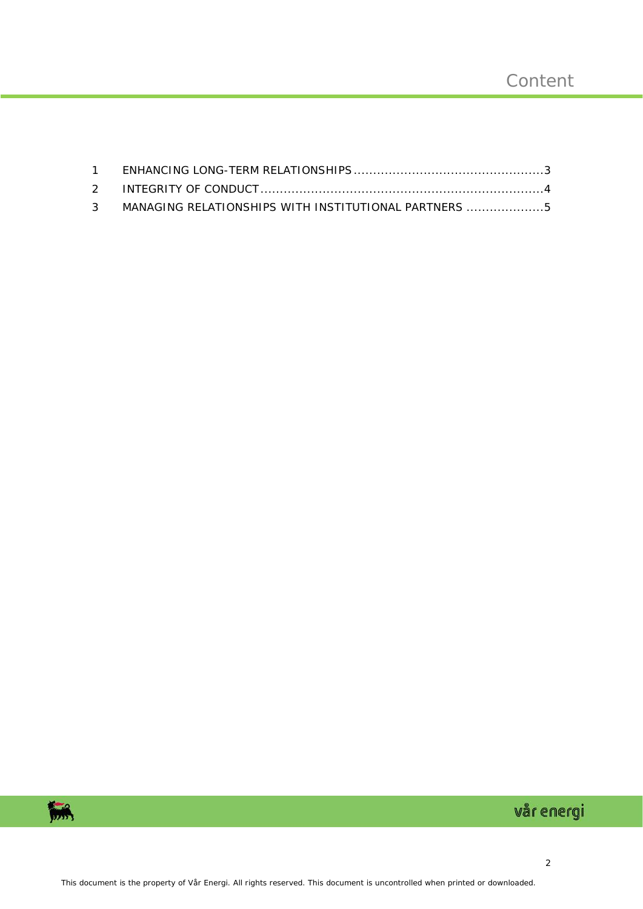# Content

1 ENHANCING LONG-TERM RELATIONSHIPS ................................................3
2 INTEGRITY OF CONDUCT ........................................................................4
3 MANAGING RELATIONSHIPS WITH INSTITUTIONAL PARTNERS ....................5

This document is the property of Vår Energi. All rights reserved. This document is uncontrolled when printed or downloaded.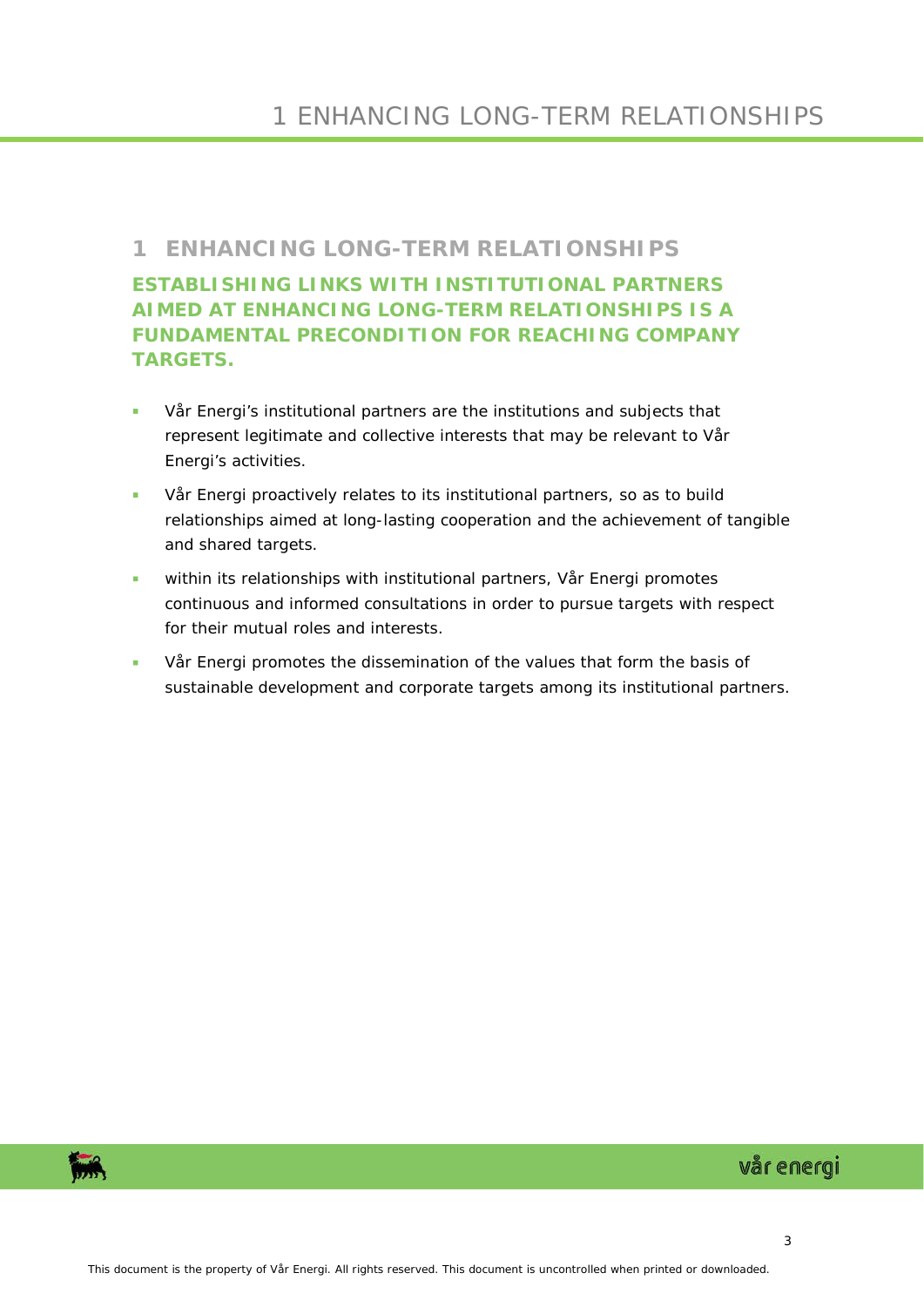# 1 ENHANCING LONG-TERM RELATIONSHIPS

**ESTABLISHING LINKS WITH INSTITUTIONAL PARTNERS AIMED AT ENHANCING LONG-TERM RELATIONSHIPS IS A FUNDAMENTAL PRECONDITION FOR REACHING COMPANY TARGETS.**

- Vår Energi's institutional partners are the institutions and subjects that represent legitimate and collective interests that may be relevant to Vår Energi's activities.
- Vår Energi proactively relates to its institutional partners, so as to build relationships aimed at long-lasting cooperation and the achievement of tangible and shared targets.
- within its relationships with institutional partners, Vår Energi promotes continuous and informed consultations in order to pursue targets with respect for their mutual roles and interests.
- Vår Energi promotes the dissemination of the values that form the basis of sustainable development and corporate targets among its institutional partners.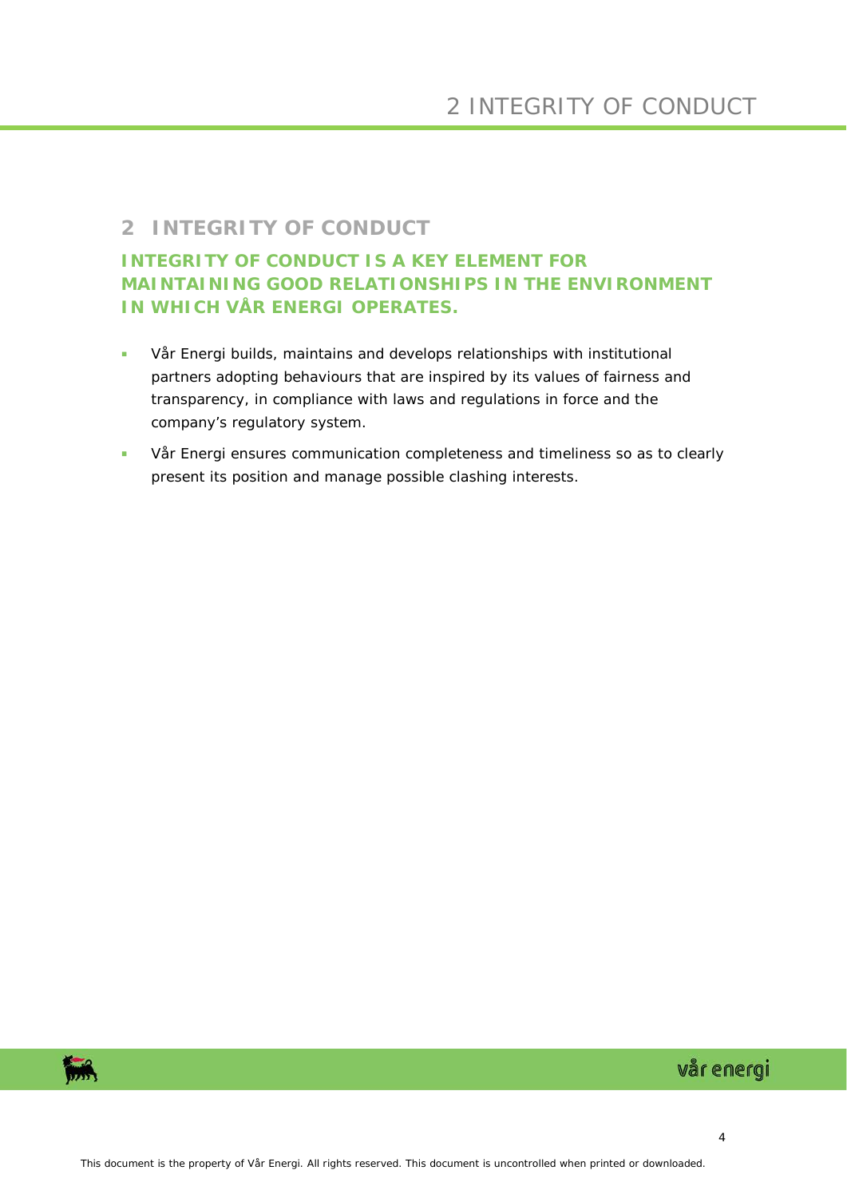# 2 INTEGRITY OF CONDUCT

## INTEGRITY OF CONDUCT IS A KEY ELEMENT FOR MAINTAINING GOOD RELATIONSHIPS IN THE ENVIRONMENT IN WHICH VÅR ENERGI OPERATES.

- Vår Energi builds, maintains and develops relationships with institutional partners adopting behaviours that are inspired by its values of fairness and transparency, in compliance with laws and regulations in force and the company's regulatory system.
- Vår Energi ensures communication completeness and timeliness so as to clearly present its position and manage possible clashing interests.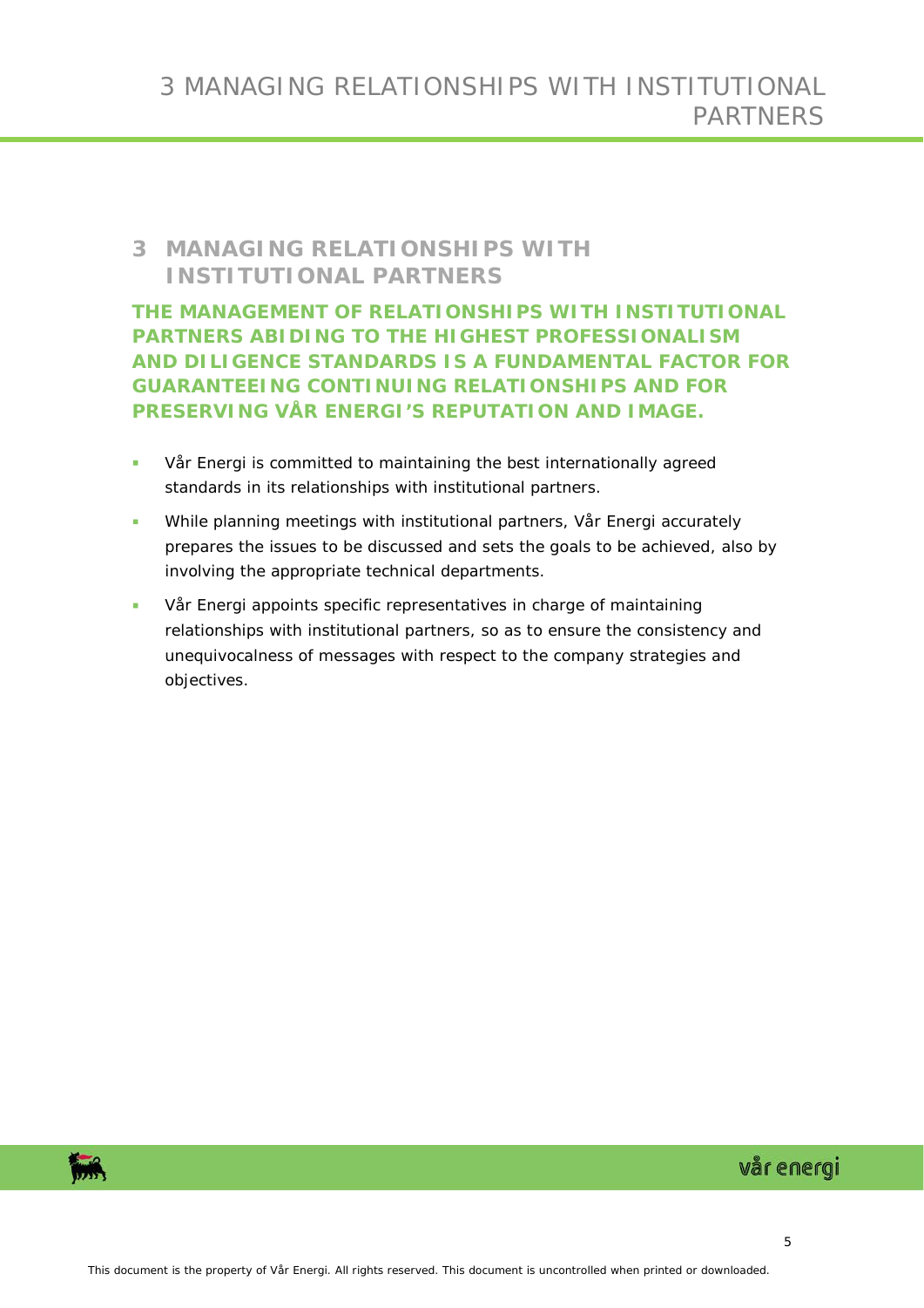# 3 MANAGING RELATIONSHIPS WITH INSTITUTIONAL PARTNERS

**THE MANAGEMENT OF RELATIONSHIPS WITH INSTITUTIONAL PARTNERS ABIDING TO THE HIGHEST PROFESSIONALISM AND DILIGENCE STANDARDS IS A FUNDAMENTAL FACTOR FOR GUARANTEEING CONTINUING RELATIONSHIPS AND FOR PRESERVING VÅR ENERGI'S REPUTATION AND IMAGE.**

- Vår Energi is committed to maintaining the best internationally agreed standards in its relationships with institutional partners.
- While planning meetings with institutional partners, Vår Energi accurately prepares the issues to be discussed and sets the goals to be achieved, also by involving the appropriate technical departments.
- Vår Energi appoints specific representatives in charge of maintaining relationships with institutional partners, so as to ensure the consistency and unequivocalness of messages with respect to the company strategies and objectives.